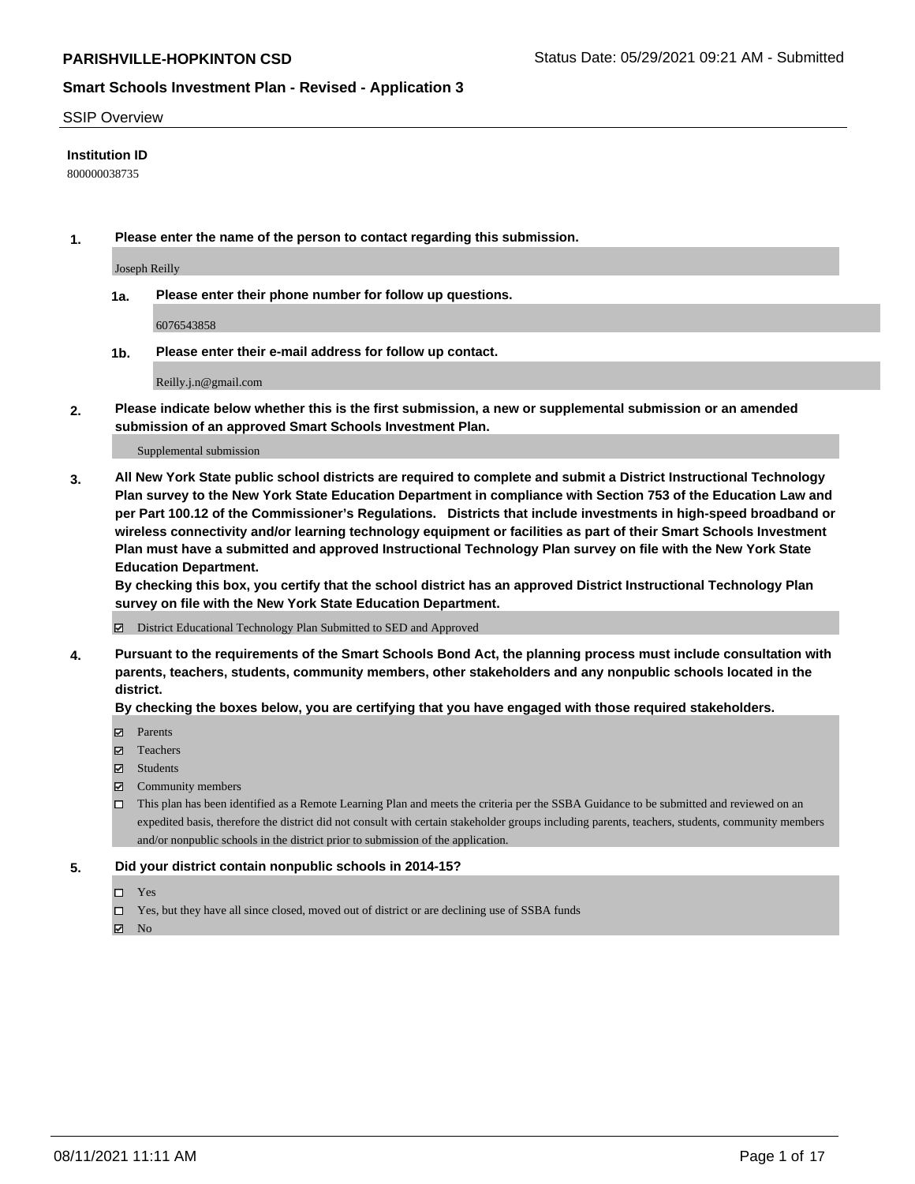**PARISHVILLE-HOPKINTON CSD**

Status Date: 05/29/2021 09:21 AM - Submitted

## Smart Schools Investment Plan - Revised - Application 3

SSIP Overview

**Institution ID**

800000038735

**1. Please enter the name of the person to contact regarding this submission.**

Joseph Reilly

**1a. Please enter their phone number for follow up questions.**

6076543858

**1b. Please enter their e-mail address for follow up contact.**

Reilly.j.n@gmail.com

**2. Please indicate below whether this is the first submission, a new or supplemental submission or an amended submission of an approved Smart Schools Investment Plan.**

Supplemental submission

**3. All New York State public school districts are required to complete and submit a District Instructional Technology Plan survey to the New York State Education Department in compliance with Section 753 of the Education Law and per Part 100.12 of the Commissioner's Regulations. Districts that include investments in high-speed broadband or wireless connectivity and/or learning technology equipment or facilities as part of their Smart Schools Investment Plan must have a submitted and approved Instructional Technology Plan survey on file with the New York State Education Department.**

**By checking this box, you certify that the school district has an approved District Instructional Technology Plan survey on file with the New York State Education Department.**

☑ District Educational Technology Plan Submitted to SED and Approved

**4. Pursuant to the requirements of the Smart Schools Bond Act, the planning process must include consultation with parents, teachers, students, community members, other stakeholders and any nonpublic schools located in the district.**

**By checking the boxes below, you are certifying that you have engaged with those required stakeholders.**

☑ Parents

☑ Teachers

☑ Students

☑ Community members

☐ This plan has been identified as a Remote Learning Plan and meets the criteria per the SSBA Guidance to be submitted and reviewed on an expedited basis, therefore the district did not consult with certain stakeholder groups including parents, teachers, students, community members and/or nonpublic schools in the district prior to submission of the application.

**5. Did your district contain nonpublic schools in 2014-15?**

☐ Yes

☐ Yes, but they have all since closed, moved out of district or are declining use of SSBA funds

☑ No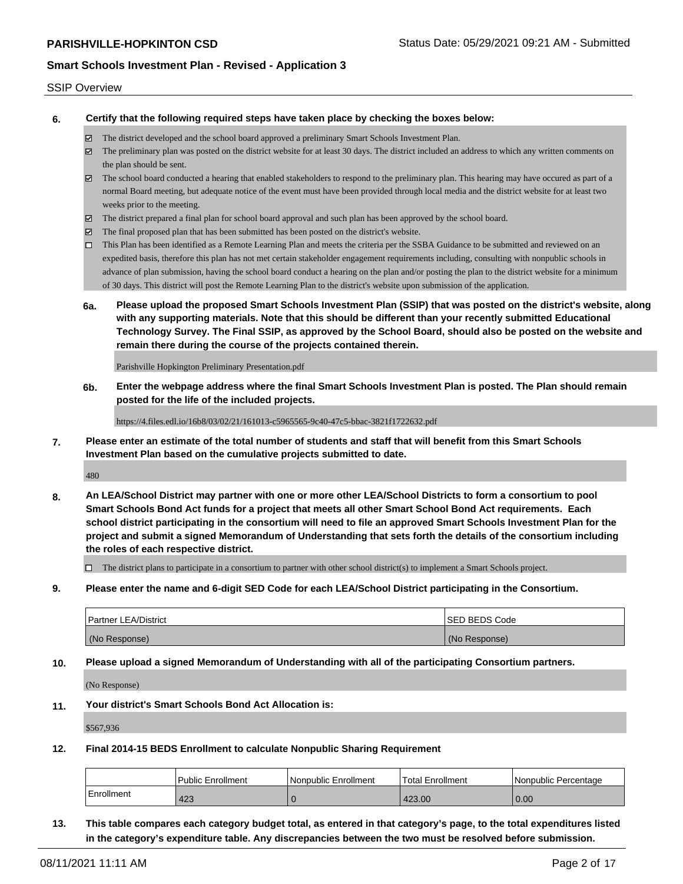SSIP Overview

**6. Certify that the following required steps have taken place by checking the boxes below:**

- ☑ The district developed and the school board approved a preliminary Smart Schools Investment Plan.
- ☑ The preliminary plan was posted on the district website for at least 30 days. The district included an address to which any written comments on the plan should be sent.
- ☑ The school board conducted a hearing that enabled stakeholders to respond to the preliminary plan. This hearing may have occured as part of a normal Board meeting, but adequate notice of the event must have been provided through local media and the district website for at least two weeks prior to the meeting.
- ☑ The district prepared a final plan for school board approval and such plan has been approved by the school board.
- ☑ The final proposed plan that has been submitted has been posted on the district's website.
- ☐ This Plan has been identified as a Remote Learning Plan and meets the criteria per the SSBA Guidance to be submitted and reviewed on an expedited basis, therefore this plan has not met certain stakeholder engagement requirements including, consulting with nonpublic schools in advance of plan submission, having the school board conduct a hearing on the plan and/or posting the plan to the district website for a minimum of 30 days. This district will post the Remote Learning Plan to the district's website upon submission of the application.

**6a. Please upload the proposed Smart Schools Investment Plan (SSIP) that was posted on the district's website, along with any supporting materials. Note that this should be different than your recently submitted Educational Technology Survey. The Final SSIP, as approved by the School Board, should also be posted on the website and remain there during the course of the projects contained therein.**

Parishville Hopkington Preliminary Presentation.pdf

**6b. Enter the webpage address where the final Smart Schools Investment Plan is posted. The Plan should remain posted for the life of the included projects.**

https://4.files.edl.io/16b8/03/02/21/161013-c5965565-9c40-47c5-bbac-3821f1722632.pdf

**7. Please enter an estimate of the total number of students and staff that will benefit from this Smart Schools Investment Plan based on the cumulative projects submitted to date.**

480

**8. An LEA/School District may partner with one or more other LEA/School Districts to form a consortium to pool Smart Schools Bond Act funds for a project that meets all other Smart School Bond Act requirements. Each school district participating in the consortium will need to file an approved Smart Schools Investment Plan for the project and submit a signed Memorandum of Understanding that sets forth the details of the consortium including the roles of each respective district.**

- ☐ The district plans to participate in a consortium to partner with other school district(s) to implement a Smart Schools project.

**9. Please enter the name and 6-digit SED Code for each LEA/School District participating in the Consortium.**

| Partner LEA/District | SED BEDS Code |
|---|---|
| (No Response) | (No Response) |

**10. Please upload a signed Memorandum of Understanding with all of the participating Consortium partners.**

(No Response)

**11. Your district's Smart Schools Bond Act Allocation is:**

$567,936

**12. Final 2014-15 BEDS Enrollment to calculate Nonpublic Sharing Requirement**

| | Public Enrollment | Nonpublic Enrollment | Total Enrollment | Nonpublic Percentage |
|---|---|---|---|---|
| Enrollment | 423 | 0 | 423.00 | 0.00 |

**13. This table compares each category budget total, as entered in that category's page, to the total expenditures listed in the category's expenditure table. Any discrepancies between the two must be resolved before submission.**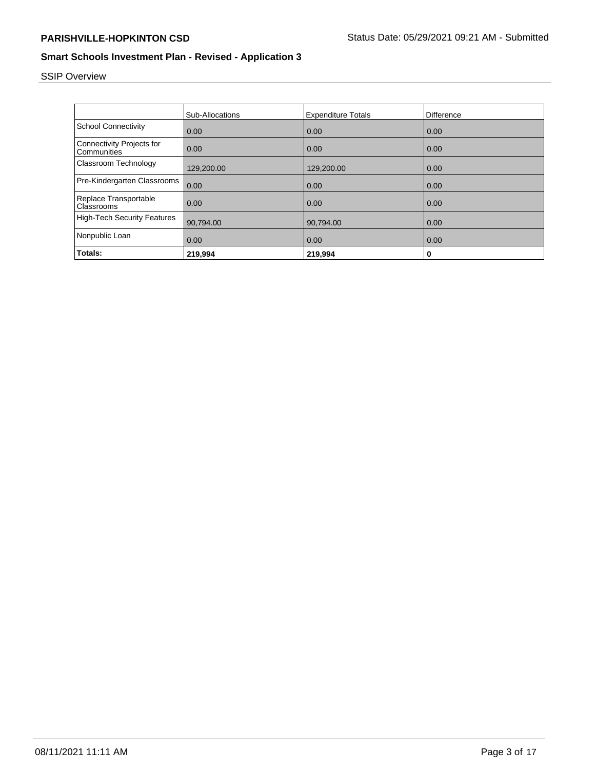## SSIP Overview

| | Sub-Allocations | Expenditure Totals | Difference |
|---|---|---|---|
| School Connectivity | 0.00 | 0.00 | 0.00 |
| Connectivity Projects for Communities | 0.00 | 0.00 | 0.00 |
| Classroom Technology | 129,200.00 | 129,200.00 | 0.00 |
| Pre-Kindergarten Classrooms | 0.00 | 0.00 | 0.00 |
| Replace Transportable Classrooms | 0.00 | 0.00 | 0.00 |
| High-Tech Security Features | 90,794.00 | 90,794.00 | 0.00 |
| Nonpublic Loan | 0.00 | 0.00 | 0.00 |
| **Totals:** | **219,994** | **219,994** | **0** |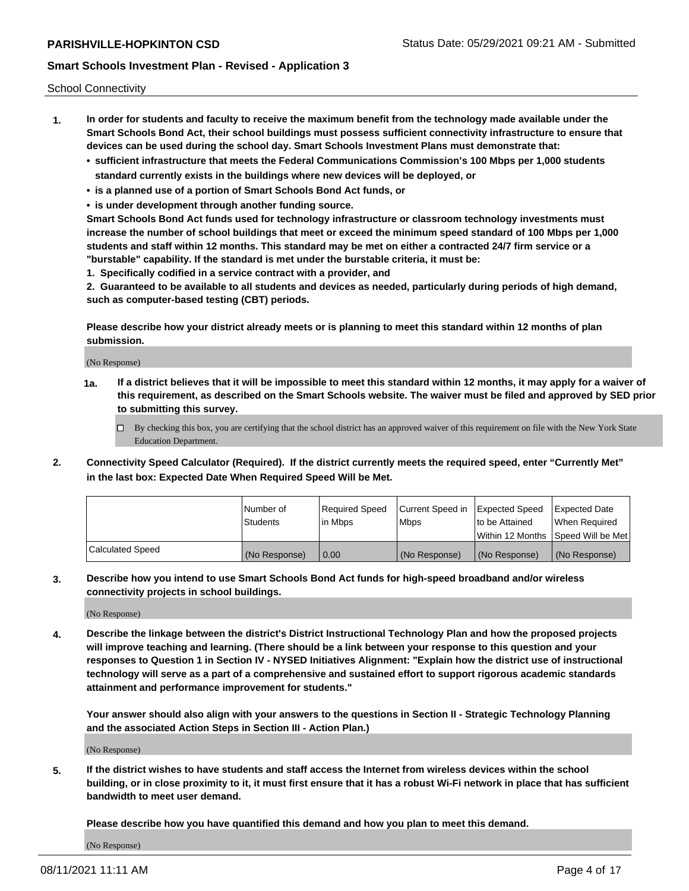School Connectivity

1. **In order for students and faculty to receive the maximum benefit from the technology made available under the Smart Schools Bond Act, their school buildings must possess sufficient connectivity infrastructure to ensure that devices can be used during the school day. Smart Schools Investment Plans must demonstrate that:**
   - **sufficient infrastructure that meets the Federal Communications Commission's 100 Mbps per 1,000 students standard currently exists in the buildings where new devices will be deployed, or**
   - **is a planned use of a portion of Smart Schools Bond Act funds, or**
   - **is under development through another funding source.**

   **Smart Schools Bond Act funds used for technology infrastructure or classroom technology investments must increase the number of school buildings that meet or exceed the minimum speed standard of 100 Mbps per 1,000 students and staff within 12 months. This standard may be met on either a contracted 24/7 firm service or a "burstable" capability. If the standard is met under the burstable criteria, it must be:**

   **1. Specifically codified in a service contract with a provider, and**

   **2. Guaranteed to be available to all students and devices as needed, particularly during periods of high demand, such as computer-based testing (CBT) periods.**

   **Please describe how your district already meets or is planning to meet this standard within 12 months of plan submission.**

   (No Response)

   **1a. If a district believes that it will be impossible to meet this standard within 12 months, it may apply for a waiver of this requirement, as described on the Smart Schools website. The waiver must be filed and approved by SED prior to submitting this survey.**

   ☐ By checking this box, you are certifying that the school district has an approved waiver of this requirement on file with the New York State Education Department.

2. **Connectivity Speed Calculator (Required). If the district currently meets the required speed, enter "Currently Met" in the last box: Expected Date When Required Speed Will be Met.**

| | Number of Students | Required Speed in Mbps | Current Speed in Mbps | Expected Speed to be Attained Within 12 Months | Expected Date When Required Speed Will be Met |
|---|---|---|---|---|---|
| Calculated Speed | (No Response) | 0.00 | (No Response) | (No Response) | (No Response) |

3. **Describe how you intend to use Smart Schools Bond Act funds for high-speed broadband and/or wireless connectivity projects in school buildings.**

   (No Response)

4. **Describe the linkage between the district's District Instructional Technology Plan and how the proposed projects will improve teaching and learning. (There should be a link between your response to this question and your responses to Question 1 in Section IV - NYSED Initiatives Alignment: "Explain how the district use of instructional technology will serve as a part of a comprehensive and sustained effort to support rigorous academic standards attainment and performance improvement for students."**

   **Your answer should also align with your answers to the questions in Section II - Strategic Technology Planning and the associated Action Steps in Section III - Action Plan.)**

   (No Response)

5. **If the district wishes to have students and staff access the Internet from wireless devices within the school building, or in close proximity to it, it must first ensure that it has a robust Wi-Fi network in place that has sufficient bandwidth to meet user demand.**

   **Please describe how you have quantified this demand and how you plan to meet this demand.**

   (No Response)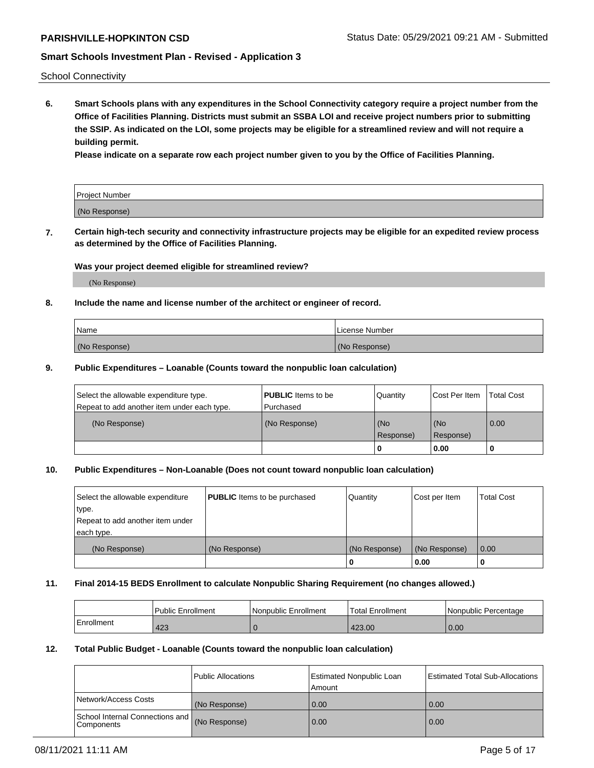School Connectivity

**6. Smart Schools plans with any expenditures in the School Connectivity category require a project number from the Office of Facilities Planning. Districts must submit an SSBA LOI and receive project numbers prior to submitting the SSIP. As indicated on the LOI, some projects may be eligible for a streamlined review and will not require a building permit.**

**Please indicate on a separate row each project number given to you by the Office of Facilities Planning.**

| Project Number |
|---|
| (No Response) |

**7. Certain high-tech security and connectivity infrastructure projects may be eligible for an expedited review process as determined by the Office of Facilities Planning.**

**Was your project deemed eligible for streamlined review?**

(No Response)

**8. Include the name and license number of the architect or engineer of record.**

| Name | License Number |
|---|---|
| (No Response) | (No Response) |

**9. Public Expenditures – Loanable (Counts toward the nonpublic loan calculation)**

| Select the allowable expenditure type. Repeat to add another item under each type. | **PUBLIC** Items to be Purchased | Quantity | Cost Per Item | Total Cost |
|---|---|---|---|---|
| (No Response) | (No Response) | (No Response) | (No Response) | 0.00 |
| | | 0 | 0.00 | 0 |

**10. Public Expenditures – Non-Loanable (Does not count toward nonpublic loan calculation)**

| Select the allowable expenditure type. Repeat to add another item under each type. | **PUBLIC** Items to be purchased | Quantity | Cost per Item | Total Cost |
|---|---|---|---|---|
| (No Response) | (No Response) | (No Response) | (No Response) | 0.00 |
| | | 0 | 0.00 | 0 |

**11. Final 2014-15 BEDS Enrollment to calculate Nonpublic Sharing Requirement (no changes allowed.)**

| | Public Enrollment | Nonpublic Enrollment | Total Enrollment | Nonpublic Percentage |
|---|---|---|---|---|
| Enrollment | 423 | 0 | 423.00 | 0.00 |

**12. Total Public Budget - Loanable (Counts toward the nonpublic loan calculation)**

| | Public Allocations | Estimated Nonpublic Loan Amount | Estimated Total Sub-Allocations |
|---|---|---|---|
| Network/Access Costs | (No Response) | 0.00 | 0.00 |
| School Internal Connections and Components | (No Response) | 0.00 | 0.00 |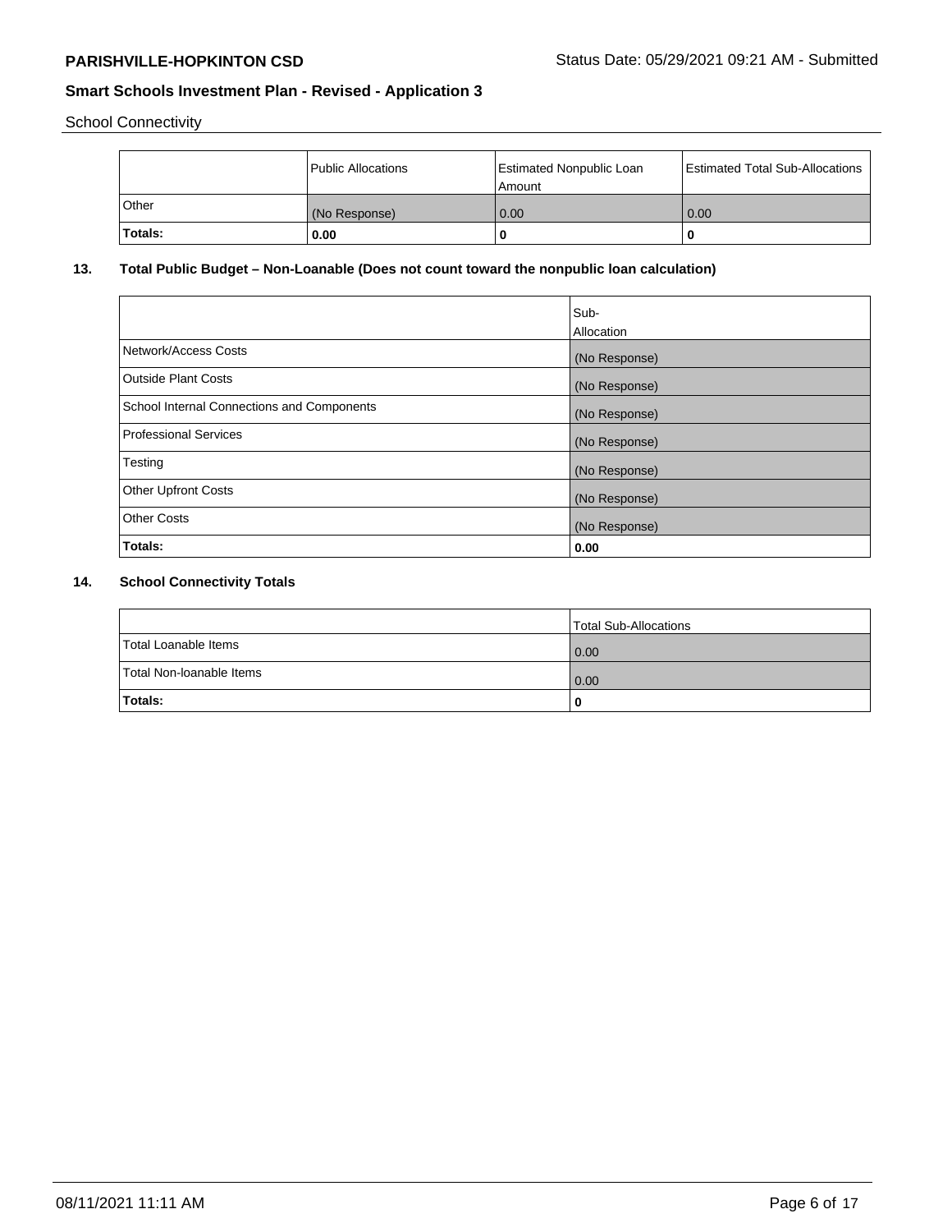School Connectivity

|  | Public Allocations | Estimated Nonpublic Loan Amount | Estimated Total Sub-Allocations |
| --- | --- | --- | --- |
| Other | (No Response) | 0.00 | 0.00 |
| **Totals:** | **0.00** | **0** | **0** |

## 13. Total Public Budget – Non-Loanable (Does not count toward the nonpublic loan calculation)

|  | Sub-Allocation |
| --- | --- |
| Network/Access Costs | (No Response) |
| Outside Plant Costs | (No Response) |
| School Internal Connections and Components | (No Response) |
| Professional Services | (No Response) |
| Testing | (No Response) |
| Other Upfront Costs | (No Response) |
| Other Costs | (No Response) |
| **Totals:** | **0.00** |

## 14. School Connectivity Totals

|  | Total Sub-Allocations |
| --- | --- |
| Total Loanable Items | 0.00 |
| Total Non-loanable Items | 0.00 |
| **Totals:** | **0** |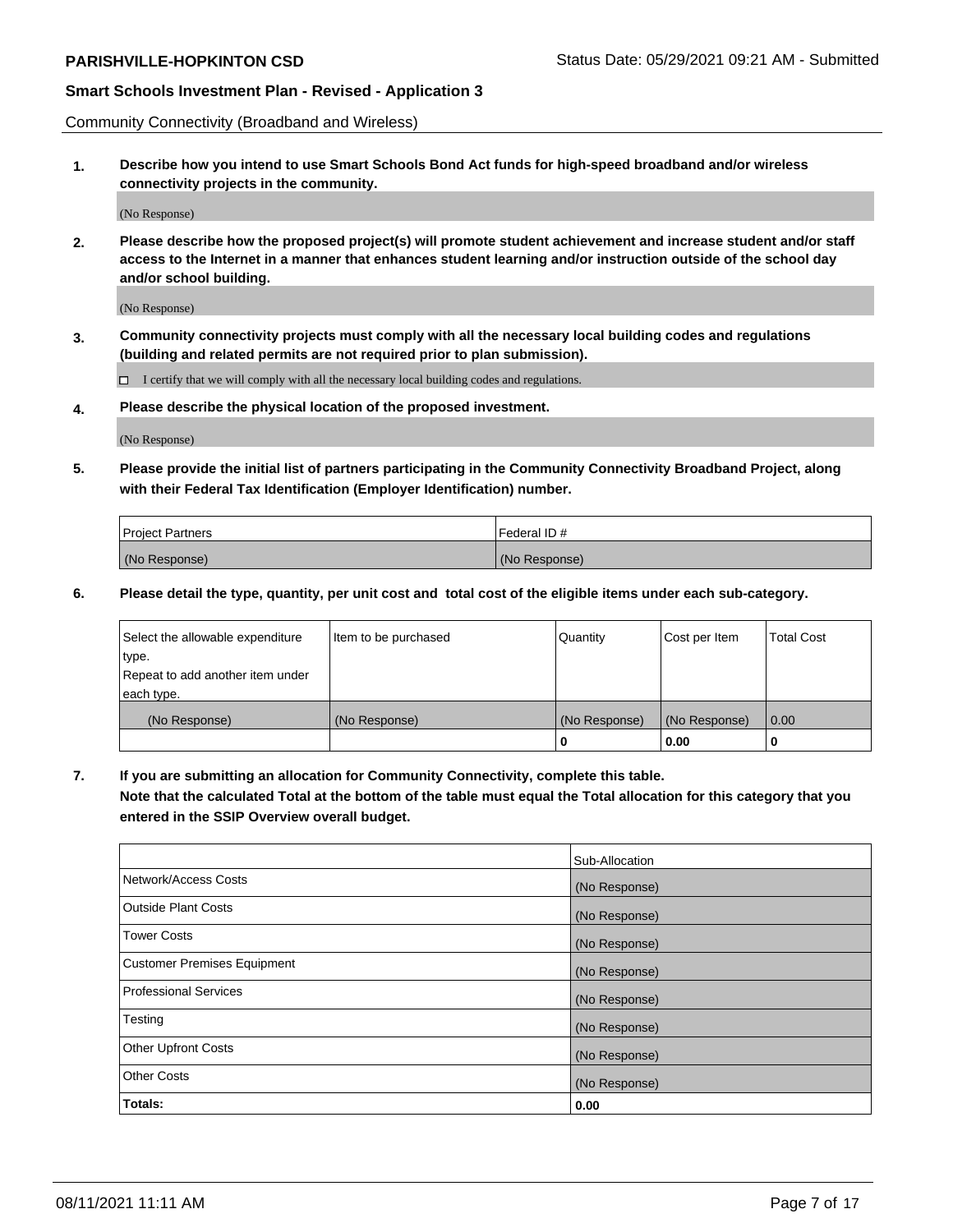Community Connectivity (Broadband and Wireless)

**1. Describe how you intend to use Smart Schools Bond Act funds for high-speed broadband and/or wireless connectivity projects in the community.**

(No Response)

**2. Please describe how the proposed project(s) will promote student achievement and increase student and/or staff access to the Internet in a manner that enhances student learning and/or instruction outside of the school day and/or school building.**

(No Response)

**3. Community connectivity projects must comply with all the necessary local building codes and regulations (building and related permits are not required prior to plan submission).**

☐ I certify that we will comply with all the necessary local building codes and regulations.

**4. Please describe the physical location of the proposed investment.**

(No Response)

**5. Please provide the initial list of partners participating in the Community Connectivity Broadband Project, along with their Federal Tax Identification (Employer Identification) number.**

| Project Partners | Federal ID # |
|---|---|
| (No Response) | (No Response) |

**6. Please detail the type, quantity, per unit cost and total cost of the eligible items under each sub-category.**

| Select the allowable expenditure type. Repeat to add another item under each type. | Item to be purchased | Quantity | Cost per Item | Total Cost |
|---|---|---|---|---|
| (No Response) | (No Response) | (No Response) | (No Response) | 0.00 |
| | | 0 | 0.00 | 0 |

**7. If you are submitting an allocation for Community Connectivity, complete this table. Note that the calculated Total at the bottom of the table must equal the Total allocation for this category that you entered in the SSIP Overview overall budget.**

| | Sub-Allocation |
|---|---|
| Network/Access Costs | (No Response) |
| Outside Plant Costs | (No Response) |
| Tower Costs | (No Response) |
| Customer Premises Equipment | (No Response) |
| Professional Services | (No Response) |
| Testing | (No Response) |
| Other Upfront Costs | (No Response) |
| Other Costs | (No Response) |
| **Totals:** | **0.00** |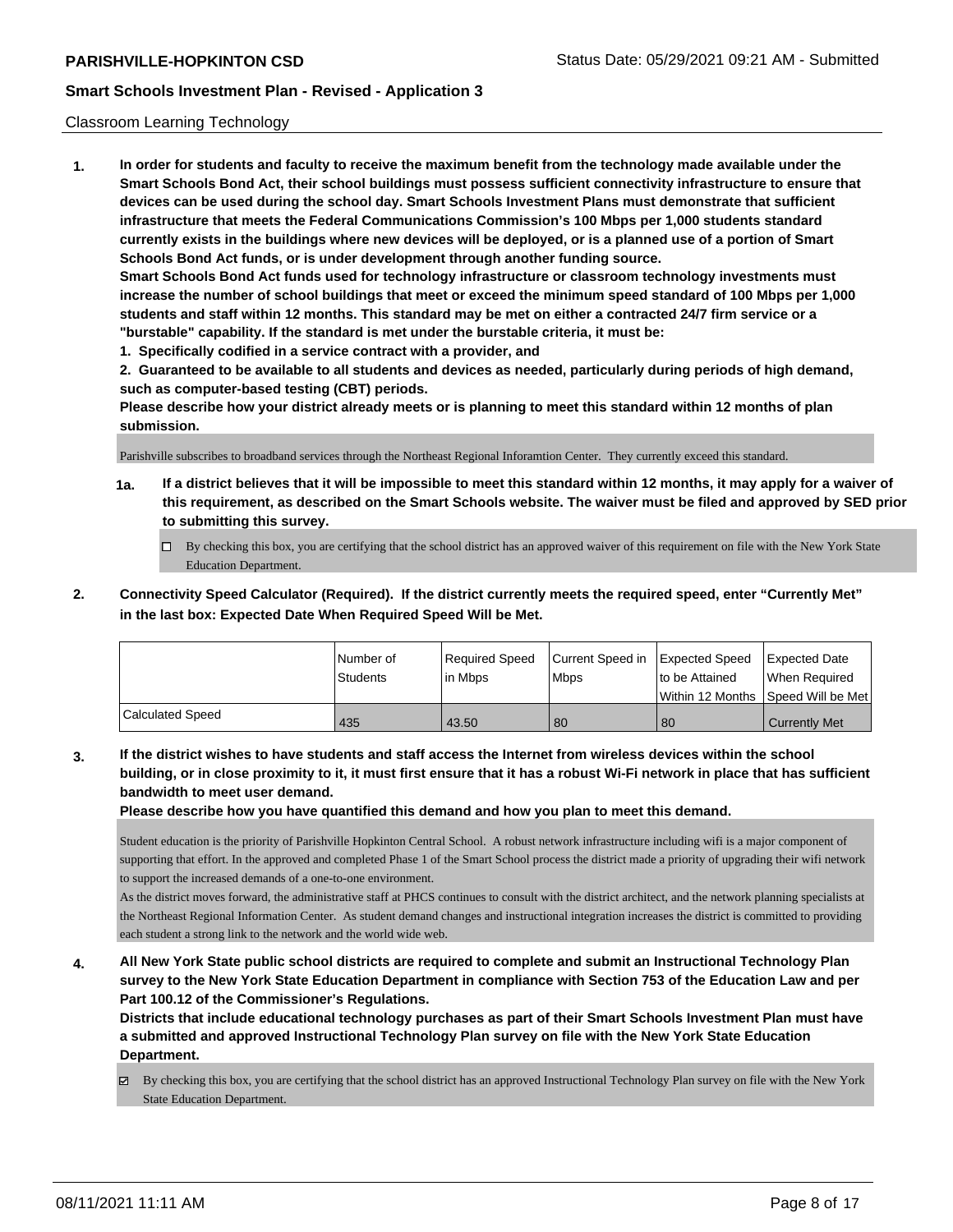Classroom Learning Technology

1. **In order for students and faculty to receive the maximum benefit from the technology made available under the Smart Schools Bond Act, their school buildings must possess sufficient connectivity infrastructure to ensure that devices can be used during the school day. Smart Schools Investment Plans must demonstrate that sufficient infrastructure that meets the Federal Communications Commission's 100 Mbps per 1,000 students standard currently exists in the buildings where new devices will be deployed, or is a planned use of a portion of Smart Schools Bond Act funds, or is under development through another funding source.**

   **Smart Schools Bond Act funds used for technology infrastructure or classroom technology investments must increase the number of school buildings that meet or exceed the minimum speed standard of 100 Mbps per 1,000 students and staff within 12 months. This standard may be met on either a contracted 24/7 firm service or a "burstable" capability. If the standard is met under the burstable criteria, it must be:**

   **1. Specifically codified in a service contract with a provider, and**

   **2. Guaranteed to be available to all students and devices as needed, particularly during periods of high demand, such as computer-based testing (CBT) periods.**

   **Please describe how your district already meets or is planning to meet this standard within 12 months of plan submission.**

   Parishville subscribes to broadband services through the Northeast Regional Inforamtion Center. They currently exceed this standard.

   1a. **If a district believes that it will be impossible to meet this standard within 12 months, it may apply for a waiver of this requirement, as described on the Smart Schools website. The waiver must be filed and approved by SED prior to submitting this survey.**

   ☐ By checking this box, you are certifying that the school district has an approved waiver of this requirement on file with the New York State Education Department.

2. **Connectivity Speed Calculator (Required). If the district currently meets the required speed, enter "Currently Met" in the last box: Expected Date When Required Speed Will be Met.**

|  | Number of Students | Required Speed in Mbps | Current Speed in Mbps | Expected Speed to be Attained Within 12 Months | Expected Date When Required Speed Will be Met |
|---|---|---|---|---|---|
| Calculated Speed | 435 | 43.50 | 80 | 80 | Currently Met |

3. **If the district wishes to have students and staff access the Internet from wireless devices within the school building, or in close proximity to it, it must first ensure that it has a robust Wi-Fi network in place that has sufficient bandwidth to meet user demand.**

   **Please describe how you have quantified this demand and how you plan to meet this demand.**

   Student education is the priority of Parishville Hopkinton Central School. A robust network infrastructure including wifi is a major component of supporting that effort. In the approved and completed Phase 1 of the Smart School process the district made a priority of upgrading their wifi network to support the increased demands of a one-to-one environment.

   As the district moves forward, the administrative staff at PHCS continues to consult with the district architect, and the network planning specialists at the Northeast Regional Information Center. As student demand changes and instructional integration increases the district is committed to providing each student a strong link to the network and the world wide web.

4. **All New York State public school districts are required to complete and submit an Instructional Technology Plan survey to the New York State Education Department in compliance with Section 753 of the Education Law and per Part 100.12 of the Commissioner's Regulations.**

   **Districts that include educational technology purchases as part of their Smart Schools Investment Plan must have a submitted and approved Instructional Technology Plan survey on file with the New York State Education Department.**

   ☑ By checking this box, you are certifying that the school district has an approved Instructional Technology Plan survey on file with the New York State Education Department.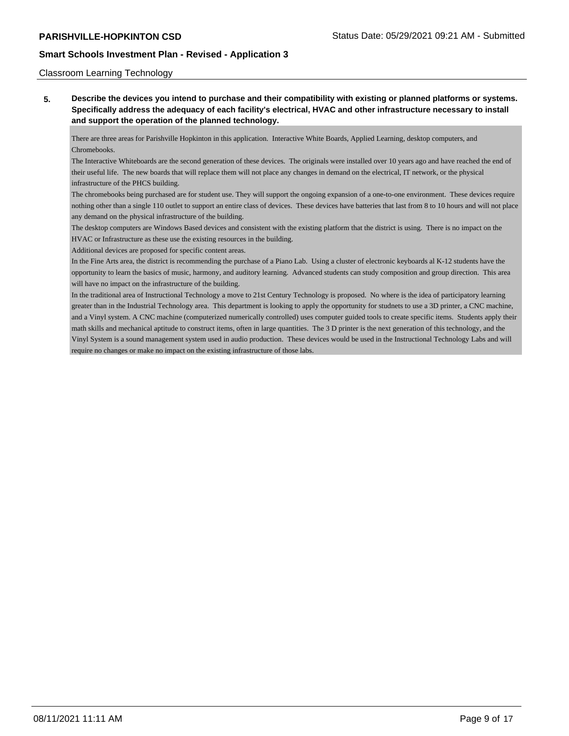Classroom Learning Technology

**5. Describe the devices you intend to purchase and their compatibility with existing or planned platforms or systems. Specifically address the adequacy of each facility's electrical, HVAC and other infrastructure necessary to install and support the operation of the planned technology.**

There are three areas for Parishville Hopkinton in this application. Interactive White Boards, Applied Learning, desktop computers, and Chromebooks.

The Interactive Whiteboards are the second generation of these devices. The originals were installed over 10 years ago and have reached the end of their useful life. The new boards that will replace them will not place any changes in demand on the electrical, IT network, or the physical infrastructure of the PHCS building.

The chromebooks being purchased are for student use. They will support the ongoing expansion of a one-to-one environment. These devices require nothing other than a single 110 outlet to support an entire class of devices. These devices have batteries that last from 8 to 10 hours and will not place any demand on the physical infrastructure of the building.

The desktop computers are Windows Based devices and consistent with the existing platform that the district is using. There is no impact on the HVAC or Infrastructure as these use the existing resources in the building.

Additional devices are proposed for specific content areas.

In the Fine Arts area, the district is recommending the purchase of a Piano Lab. Using a cluster of electronic keyboards al K-12 students have the opportunity to learn the basics of music, harmony, and auditory learning. Advanced students can study composition and group direction. This area will have no impact on the infrastructure of the building.

In the traditional area of Instructional Technology a move to 21st Century Technology is proposed. No where is the idea of participatory learning greater than in the Industrial Technology area. This department is looking to apply the opportunity for studnets to use a 3D printer, a CNC machine, and a Vinyl system. A CNC machine (computerized numerically controlled) uses computer guided tools to create specific items. Students apply their math skills and mechanical aptitude to construct items, often in large quantities. The 3 D printer is the next generation of this technology, and the Vinyl System is a sound management system used in audio production. These devices would be used in the Instructional Technology Labs and will require no changes or make no impact on the existing infrastructure of those labs.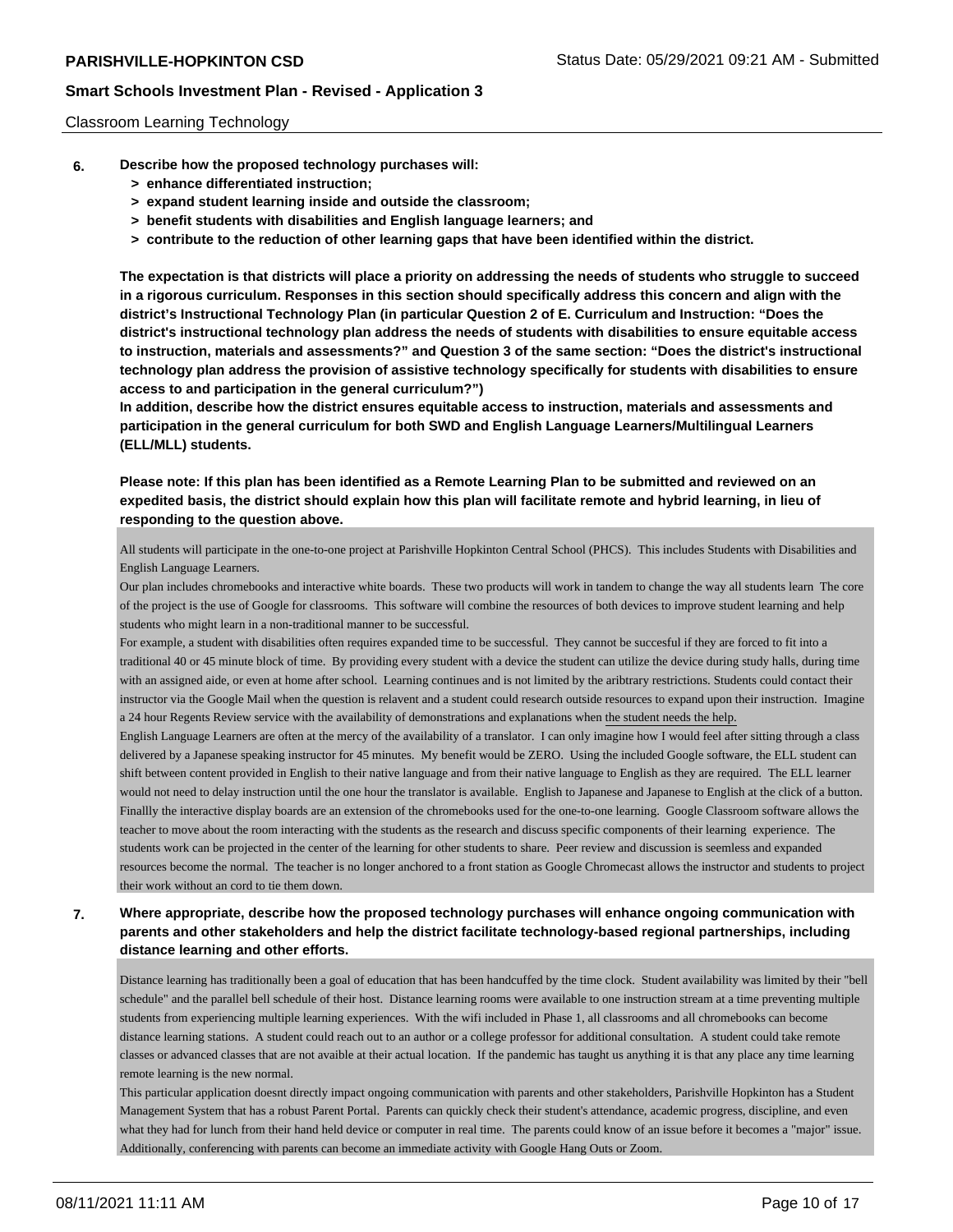Classroom Learning Technology

**6. Describe how the proposed technology purchases will:**
**> enhance differentiated instruction;**
**> expand student learning inside and outside the classroom;**
**> benefit students with disabilities and English language learners; and**
**> contribute to the reduction of other learning gaps that have been identified within the district.**

**The expectation is that districts will place a priority on addressing the needs of students who struggle to succeed in a rigorous curriculum. Responses in this section should specifically address this concern and align with the district's Instructional Technology Plan (in particular Question 2 of E. Curriculum and Instruction: "Does the district's instructional technology plan address the needs of students with disabilities to ensure equitable access to instruction, materials and assessments?" and Question 3 of the same section: "Does the district's instructional technology plan address the provision of assistive technology specifically for students with disabilities to ensure access to and participation in the general curriculum?")**
**In addition, describe how the district ensures equitable access to instruction, materials and assessments and participation in the general curriculum for both SWD and English Language Learners/Multilingual Learners (ELL/MLL) students.**

**Please note: If this plan has been identified as a Remote Learning Plan to be submitted and reviewed on an expedited basis, the district should explain how this plan will facilitate remote and hybrid learning, in lieu of responding to the question above.**

All students will participate in the one-to-one project at Parishville Hopkinton Central School (PHCS). This includes Students with Disabilities and English Language Learners.
Our plan includes chromebooks and interactive white boards. These two products will work in tandem to change the way all students learn The core of the project is the use of Google for classrooms. This software will combine the resources of both devices to improve student learning and help students who might learn in a non-traditional manner to be successful.
For example, a student with disabilities often requires expanded time to be successful. They cannot be succesful if they are forced to fit into a traditional 40 or 45 minute block of time. By providing every student with a device the student can utilize the device during study halls, during time with an assigned aide, or even at home after school. Learning continues and is not limited by the aribtrary restrictions. Students could contact their instructor via the Google Mail when the question is relavent and a student could research outside resources to expand upon their instruction. Imagine a 24 hour Regents Review service with the availability of demonstrations and explanations when the student needs the help.
English Language Learners are often at the mercy of the availability of a translator. I can only imagine how I would feel after sitting through a class delivered by a Japanese speaking instructor for 45 minutes. My benefit would be ZERO. Using the included Google software, the ELL student can shift between content provided in English to their native language and from their native language to English as they are required. The ELL learner would not need to delay instruction until the one hour the translator is available. English to Japanese and Japanese to English at the click of a button.
Finallly the interactive display boards are an extension of the chromebooks used for the one-to-one learning. Google Classroom software allows the teacher to move about the room interacting with the students as the research and discuss specific components of their learning experience. The students work can be projected in the center of the learning for other students to share. Peer review and discussion is seemless and expanded resources become the normal. The teacher is no longer anchored to a front station as Google Chromecast allows the instructor and students to project their work without an cord to tie them down.

**7. Where appropriate, describe how the proposed technology purchases will enhance ongoing communication with parents and other stakeholders and help the district facilitate technology-based regional partnerships, including distance learning and other efforts.**

Distance learning has traditionally been a goal of education that has been handcuffed by the time clock. Student availability was limited by their "bell schedule" and the parallel bell schedule of their host. Distance learning rooms were available to one instruction stream at a time preventing multiple students from experiencing multiple learning experiences. With the wifi included in Phase 1, all classrooms and all chromebooks can become distance learning stations. A student could reach out to an author or a college professor for additional consultation. A student could take remote classes or advanced classes that are not avaible at their actual location. If the pandemic has taught us anything it is that any place any time learning remote learning is the new normal.
This particular application doesnt directly impact ongoing communication with parents and other stakeholders, Parishville Hopkinton has a Student Management System that has a robust Parent Portal. Parents can quickly check their student's attendance, academic progress, discipline, and even what they had for lunch from their hand held device or computer in real time. The parents could know of an issue before it becomes a "major" issue. Additionally, conferencing with parents can become an immediate activity with Google Hang Outs or Zoom.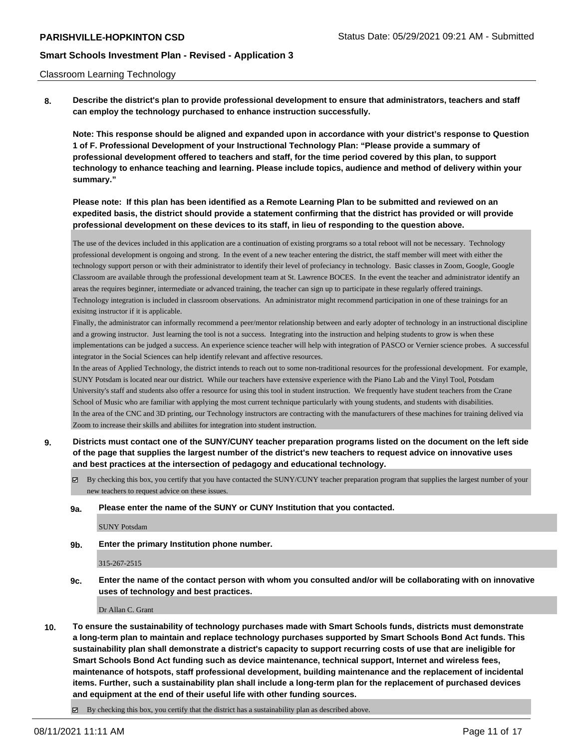Classroom Learning Technology

**8. Describe the district's plan to provide professional development to ensure that administrators, teachers and staff can employ the technology purchased to enhance instruction successfully.**

**Note: This response should be aligned and expanded upon in accordance with your district's response to Question 1 of F. Professional Development of your Instructional Technology Plan: "Please provide a summary of professional development offered to teachers and staff, for the time period covered by this plan, to support technology to enhance teaching and learning. Please include topics, audience and method of delivery within your summary."**

**Please note: If this plan has been identified as a Remote Learning Plan to be submitted and reviewed on an expedited basis, the district should provide a statement confirming that the district has provided or will provide professional development on these devices to its staff, in lieu of responding to the question above.**

The use of the devices included in this application are a continuation of existing prorgrams so a total reboot will not be necessary. Technology professional development is ongoing and strong. In the event of a new teacher entering the district, the staff member will meet with either the technology support person or with their administrator to identify their level of profeciancy in technology. Basic classes in Zoom, Google, Google Classroom are available through the professional development team at St. Lawrence BOCES. In the event the teacher and administrator identify an areas the requires beginner, intermediate or advanced training, the teacher can sign up to participate in these regularly offered trainings.
Technology integration is included in classroom observations. An administrator might recommend participation in one of these trainings for an exisitng instructor if it is applicable.
Finally, the administrator can informally recommend a peer/mentor relationship between and early adopter of technology in an instructional discipline and a growing instructor. Just learning the tool is not a success. Integrating into the instruction and helping students to grow is when these implementations can be judged a success. An experience science teacher will help with integration of PASCO or Vernier science probes. A successful integrator in the Social Sciences can help identify relevant and affective resources.
In the areas of Applied Technology, the district intends to reach out to some non-traditional resources for the professional development. For example, SUNY Potsdam is located near our district. While our teachers have extensive experience with the Piano Lab and the Vinyl Tool, Potsdam University's staff and students also offer a resource for using this tool in student instruction. We frequently have student teachers from the Crane School of Music who are familiar with applying the most current technique particularly with young students, and students with disabilities.
In the area of the CNC and 3D printing, our Technology instructors are contracting with the manufacturers of these machines for training delived via Zoom to increase their skills and abiliites for integration into student instruction.

**9. Districts must contact one of the SUNY/CUNY teacher preparation programs listed on the document on the left side of the page that supplies the largest number of the district's new teachers to request advice on innovative uses and best practices at the intersection of pedagogy and educational technology.**

☑ By checking this box, you certify that you have contacted the SUNY/CUNY teacher preparation program that supplies the largest number of your new teachers to request advice on these issues.

**9a. Please enter the name of the SUNY or CUNY Institution that you contacted.**

SUNY Potsdam

**9b. Enter the primary Institution phone number.**

315-267-2515

**9c. Enter the name of the contact person with whom you consulted and/or will be collaborating with on innovative uses of technology and best practices.**

Dr Allan C. Grant

**10. To ensure the sustainability of technology purchases made with Smart Schools funds, districts must demonstrate a long-term plan to maintain and replace technology purchases supported by Smart Schools Bond Act funds. This sustainability plan shall demonstrate a district's capacity to support recurring costs of use that are ineligible for Smart Schools Bond Act funding such as device maintenance, technical support, Internet and wireless fees, maintenance of hotspots, staff professional development, building maintenance and the replacement of incidental items. Further, such a sustainability plan shall include a long-term plan for the replacement of purchased devices and equipment at the end of their useful life with other funding sources.**

☑ By checking this box, you certify that the district has a sustainability plan as described above.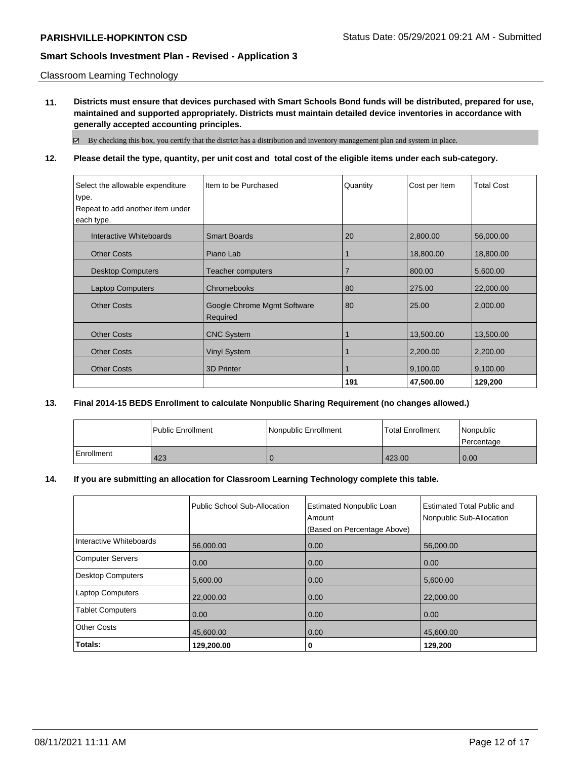Classroom Learning Technology

**11. Districts must ensure that devices purchased with Smart Schools Bond funds will be distributed, prepared for use, maintained and supported appropriately. Districts must maintain detailed device inventories in accordance with generally accepted accounting principles.**

☑ By checking this box, you certify that the district has a distribution and inventory management plan and system in place.

**12. Please detail the type, quantity, per unit cost and total cost of the eligible items under each sub-category.**

| Select the allowable expenditure type. Repeat to add another item under each type. | Item to be Purchased | Quantity | Cost per Item | Total Cost |
|---|---|---|---|---|
| Interactive Whiteboards | Smart Boards | 20 | 2,800.00 | 56,000.00 |
| Other Costs | Piano Lab | 1 | 18,800.00 | 18,800.00 |
| Desktop Computers | Teacher computers | 7 | 800.00 | 5,600.00 |
| Laptop Computers | Chromebooks | 80 | 275.00 | 22,000.00 |
| Other Costs | Google Chrome Mgmt Software Required | 80 | 25.00 | 2,000.00 |
| Other Costs | CNC System | 1 | 13,500.00 | 13,500.00 |
| Other Costs | Vinyl System | 1 | 2,200.00 | 2,200.00 |
| Other Costs | 3D Printer | 1 | 9,100.00 | 9,100.00 |
| | | **191** | **47,500.00** | **129,200** |

**13. Final 2014-15 BEDS Enrollment to calculate Nonpublic Sharing Requirement (no changes allowed.)**

| | Public Enrollment | Nonpublic Enrollment | Total Enrollment | Nonpublic Percentage |
|---|---|---|---|---|
| Enrollment | 423 | 0 | 423.00 | 0.00 |

**14. If you are submitting an allocation for Classroom Learning Technology complete this table.**

| | Public School Sub-Allocation | Estimated Nonpublic Loan Amount (Based on Percentage Above) | Estimated Total Public and Nonpublic Sub-Allocation |
|---|---|---|---|
| Interactive Whiteboards | 56,000.00 | 0.00 | 56,000.00 |
| Computer Servers | 0.00 | 0.00 | 0.00 |
| Desktop Computers | 5,600.00 | 0.00 | 5,600.00 |
| Laptop Computers | 22,000.00 | 0.00 | 22,000.00 |
| Tablet Computers | 0.00 | 0.00 | 0.00 |
| Other Costs | 45,600.00 | 0.00 | 45,600.00 |
| **Totals:** | **129,200.00** | **0** | **129,200** |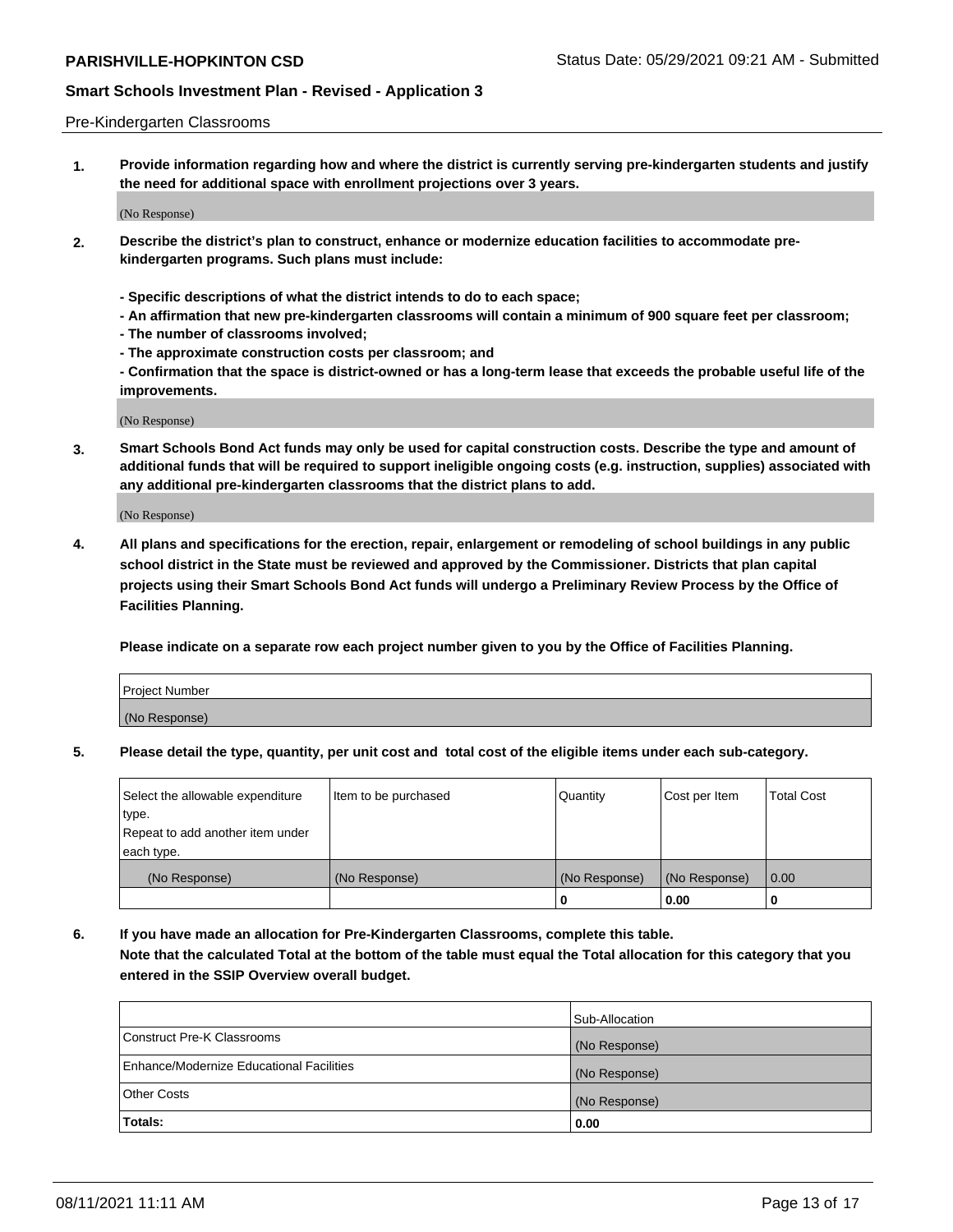Pre-Kindergarten Classrooms

**1. Provide information regarding how and where the district is currently serving pre-kindergarten students and justify the need for additional space with enrollment projections over 3 years.**

(No Response)

**2. Describe the district's plan to construct, enhance or modernize education facilities to accommodate pre-kindergarten programs. Such plans must include:**

**- Specific descriptions of what the district intends to do to each space;**
**- An affirmation that new pre-kindergarten classrooms will contain a minimum of 900 square feet per classroom;**
**- The number of classrooms involved;**
**- The approximate construction costs per classroom; and**
**- Confirmation that the space is district-owned or has a long-term lease that exceeds the probable useful life of the improvements.**

(No Response)

**3. Smart Schools Bond Act funds may only be used for capital construction costs. Describe the type and amount of additional funds that will be required to support ineligible ongoing costs (e.g. instruction, supplies) associated with any additional pre-kindergarten classrooms that the district plans to add.**

(No Response)

**4. All plans and specifications for the erection, repair, enlargement or remodeling of school buildings in any public school district in the State must be reviewed and approved by the Commissioner. Districts that plan capital projects using their Smart Schools Bond Act funds will undergo a Preliminary Review Process by the Office of Facilities Planning.**

**Please indicate on a separate row each project number given to you by the Office of Facilities Planning.**

| Project Number |
|---|
| (No Response) |

**5. Please detail the type, quantity, per unit cost and total cost of the eligible items under each sub-category.**

| Select the allowable expenditure type. Repeat to add another item under each type. | Item to be purchased | Quantity | Cost per Item | Total Cost |
|---|---|---|---|---|
| (No Response) | (No Response) | (No Response) | (No Response) | 0.00 |
| | | 0 | 0.00 | 0 |

**6. If you have made an allocation for Pre-Kindergarten Classrooms, complete this table. Note that the calculated Total at the bottom of the table must equal the Total allocation for this category that you entered in the SSIP Overview overall budget.**

| | Sub-Allocation |
|---|---|
| Construct Pre-K Classrooms | (No Response) |
| Enhance/Modernize Educational Facilities | (No Response) |
| Other Costs | (No Response) |
| **Totals:** | **0.00** |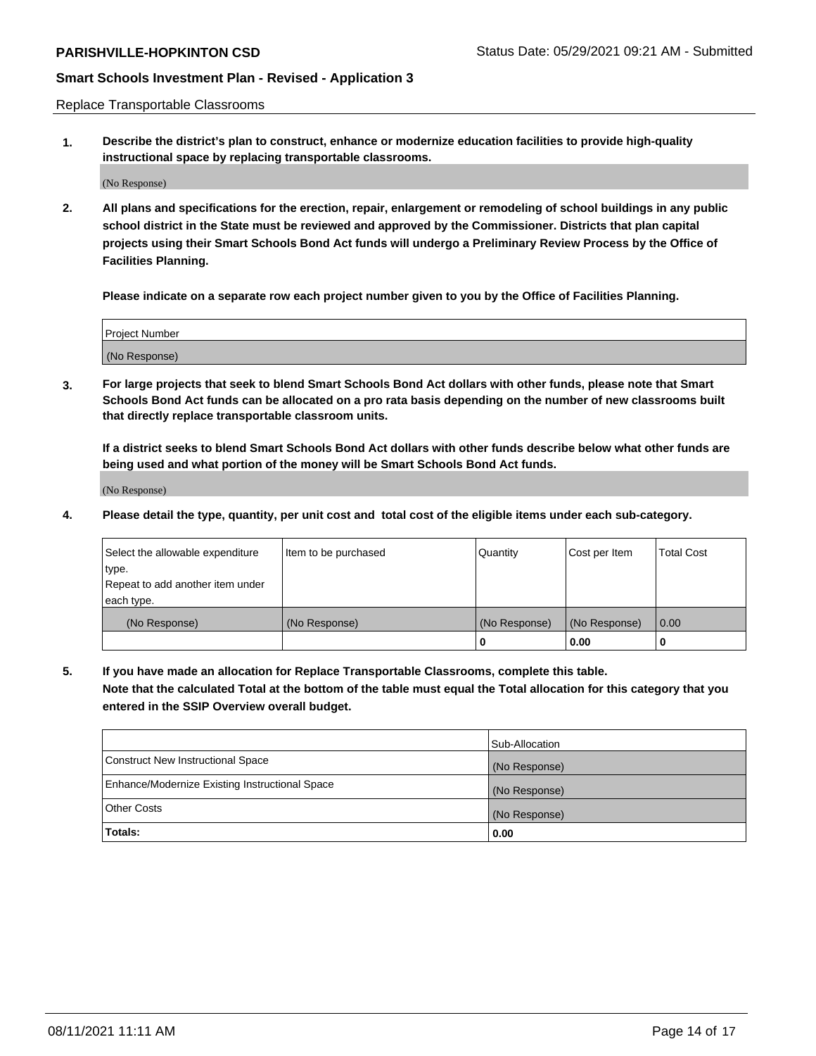Replace Transportable Classrooms

**1. Describe the district's plan to construct, enhance or modernize education facilities to provide high-quality instructional space by replacing transportable classrooms.**

(No Response)

**2. All plans and specifications for the erection, repair, enlargement or remodeling of school buildings in any public school district in the State must be reviewed and approved by the Commissioner. Districts that plan capital projects using their Smart Schools Bond Act funds will undergo a Preliminary Review Process by the Office of Facilities Planning.**

**Please indicate on a separate row each project number given to you by the Office of Facilities Planning.**

| Project Number |
| --- |
| (No Response) |

**3. For large projects that seek to blend Smart Schools Bond Act dollars with other funds, please note that Smart Schools Bond Act funds can be allocated on a pro rata basis depending on the number of new classrooms built that directly replace transportable classroom units.**

**If a district seeks to blend Smart Schools Bond Act dollars with other funds describe below what other funds are being used and what portion of the money will be Smart Schools Bond Act funds.**

(No Response)

**4. Please detail the type, quantity, per unit cost and total cost of the eligible items under each sub-category.**

| Select the allowable expenditure type. Repeat to add another item under each type. | Item to be purchased | Quantity | Cost per Item | Total Cost |
| --- | --- | --- | --- | --- |
| (No Response) | (No Response) | (No Response) | (No Response) | 0.00 |
| | | 0 | 0.00 | 0 |

**5. If you have made an allocation for Replace Transportable Classrooms, complete this table. Note that the calculated Total at the bottom of the table must equal the Total allocation for this category that you entered in the SSIP Overview overall budget.**

| | Sub-Allocation |
| --- | --- |
| Construct New Instructional Space | (No Response) |
| Enhance/Modernize Existing Instructional Space | (No Response) |
| Other Costs | (No Response) |
| **Totals:** | **0.00** |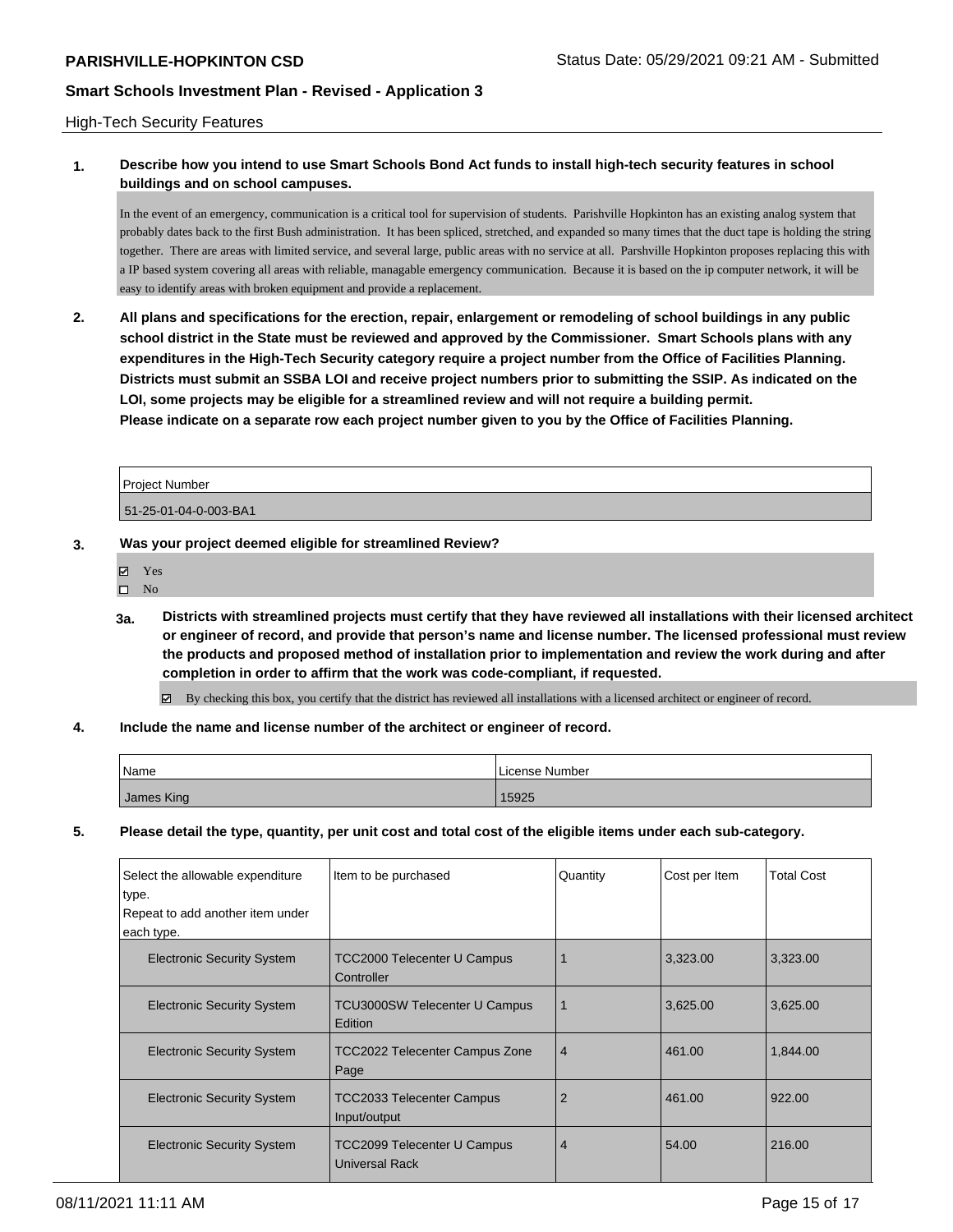## High-Tech Security Features

**1. Describe how you intend to use Smart Schools Bond Act funds to install high-tech security features in school buildings and on school campuses.**

In the event of an emergency, communication is a critical tool for supervision of students. Parishville Hopkinton has an existing analog system that probably dates back to the first Bush administration. It has been spliced, stretched, and expanded so many times that the duct tape is holding the string together. There are areas with limited service, and several large, public areas with no service at all. Parshville Hopkinton proposes replacing this with a IP based system covering all areas with reliable, managable emergency communication. Because it is based on the ip computer network, it will be easy to identify areas with broken equipment and provide a replacement.

**2. All plans and specifications for the erection, repair, enlargement or remodeling of school buildings in any public school district in the State must be reviewed and approved by the Commissioner. Smart Schools plans with any expenditures in the High-Tech Security category require a project number from the Office of Facilities Planning. Districts must submit an SSBA LOI and receive project numbers prior to submitting the SSIP. As indicated on the LOI, some projects may be eligible for a streamlined review and will not require a building permit. Please indicate on a separate row each project number given to you by the Office of Facilities Planning.**

| Project Number |
| --- |
| 51-25-01-04-0-003-BA1 |

**3. Was your project deemed eligible for streamlined Review?**

- ☑ Yes
- ☐ No

**3a. Districts with streamlined projects must certify that they have reviewed all installations with their licensed architect or engineer of record, and provide that person's name and license number. The licensed professional must review the products and proposed method of installation prior to implementation and review the work during and after completion in order to affirm that the work was code-compliant, if requested.**

☑ By checking this box, you certify that the district has reviewed all installations with a licensed architect or engineer of record.

**4. Include the name and license number of the architect or engineer of record.**

| Name | License Number |
| --- | --- |
| James King | 15925 |

**5. Please detail the type, quantity, per unit cost and total cost of the eligible items under each sub-category.**

| Select the allowable expenditure type. Repeat to add another item under each type. | Item to be purchased | Quantity | Cost per Item | Total Cost |
| --- | --- | --- | --- | --- |
| Electronic Security System | TCC2000 Telecenter U Campus Controller | 1 | 3,323.00 | 3,323.00 |
| Electronic Security System | TCU3000SW Telecenter U Campus Edition | 1 | 3,625.00 | 3,625.00 |
| Electronic Security System | TCC2022 Telecenter Campus Zone Page | 4 | 461.00 | 1,844.00 |
| Electronic Security System | TCC2033 Telecenter Campus Input/output | 2 | 461.00 | 922.00 |
| Electronic Security System | TCC2099 Telecenter U Campus Universal Rack | 4 | 54.00 | 216.00 |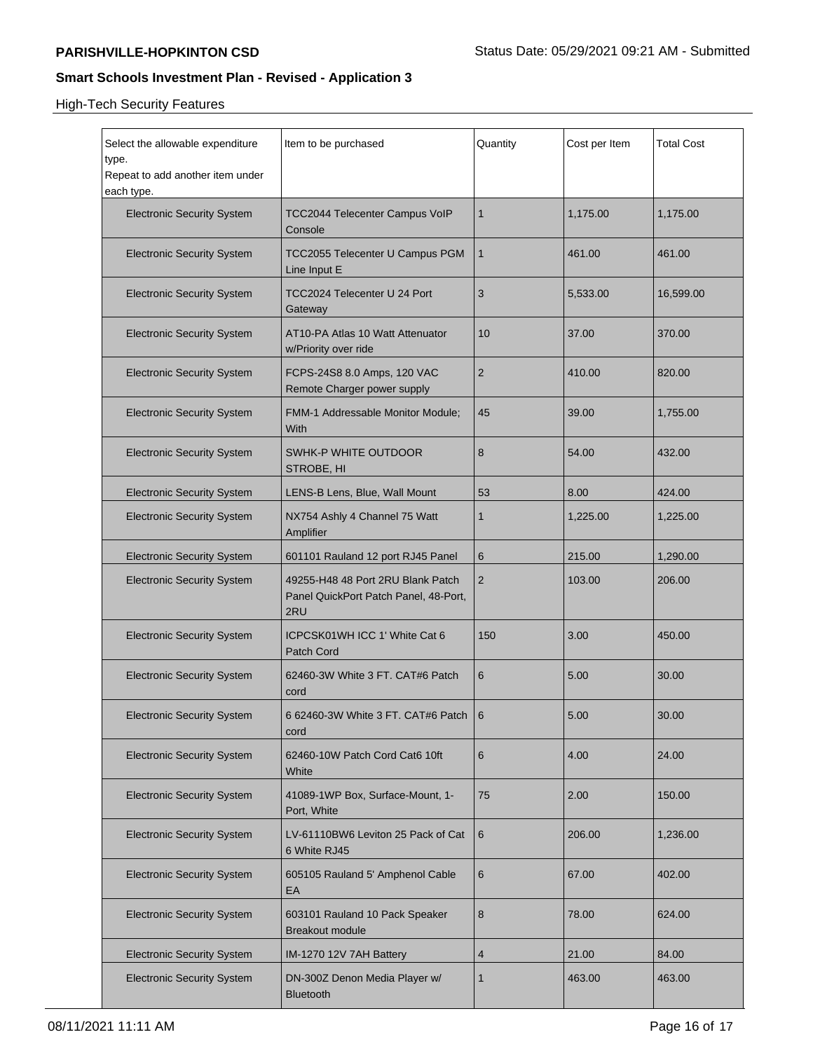## High-Tech Security Features

| Select the allowable expenditure type.<br>Repeat to add another item under each type. | Item to be purchased | Quantity | Cost per Item | Total Cost |
|---|---|---|---|---|
| Electronic Security System | TCC2044 Telecenter Campus VoIP Console | 1 | 1,175.00 | 1,175.00 |
| Electronic Security System | TCC2055 Telecenter U Campus PGM Line Input E | 1 | 461.00 | 461.00 |
| Electronic Security System | TCC2024 Telecenter U 24 Port Gateway | 3 | 5,533.00 | 16,599.00 |
| Electronic Security System | AT10-PA Atlas 10 Watt Attenuator w/Priority over ride | 10 | 37.00 | 370.00 |
| Electronic Security System | FCPS-24S8 8.0 Amps, 120 VAC Remote Charger power supply | 2 | 410.00 | 820.00 |
| Electronic Security System | FMM-1 Addressable Monitor Module; With | 45 | 39.00 | 1,755.00 |
| Electronic Security System | SWHK-P WHITE OUTDOOR STROBE, HI | 8 | 54.00 | 432.00 |
| Electronic Security System | LENS-B Lens, Blue, Wall Mount | 53 | 8.00 | 424.00 |
| Electronic Security System | NX754 Ashly 4 Channel 75 Watt Amplifier | 1 | 1,225.00 | 1,225.00 |
| Electronic Security System | 601101 Rauland 12 port RJ45 Panel | 6 | 215.00 | 1,290.00 |
| Electronic Security System | 49255-H48 48 Port 2RU Blank Patch Panel QuickPort Patch Panel, 48-Port, 2RU | 2 | 103.00 | 206.00 |
| Electronic Security System | ICPCSK01WH ICC 1' White Cat 6 Patch Cord | 150 | 3.00 | 450.00 |
| Electronic Security System | 62460-3W White 3 FT. CAT#6 Patch cord | 6 | 5.00 | 30.00 |
| Electronic Security System | 6 62460-3W White 3 FT. CAT#6 Patch cord | 6 | 5.00 | 30.00 |
| Electronic Security System | 62460-10W Patch Cord Cat6 10ft White | 6 | 4.00 | 24.00 |
| Electronic Security System | 41089-1WP Box, Surface-Mount, 1-Port, White | 75 | 2.00 | 150.00 |
| Electronic Security System | LV-61110BW6 Leviton 25 Pack of Cat 6 White RJ45 | 6 | 206.00 | 1,236.00 |
| Electronic Security System | 605105 Rauland 5' Amphenol Cable EA | 6 | 67.00 | 402.00 |
| Electronic Security System | 603101 Rauland 10 Pack Speaker Breakout module | 8 | 78.00 | 624.00 |
| Electronic Security System | IM-1270 12V 7AH Battery | 4 | 21.00 | 84.00 |
| Electronic Security System | DN-300Z Denon Media Player w/ Bluetooth | 1 | 463.00 | 463.00 |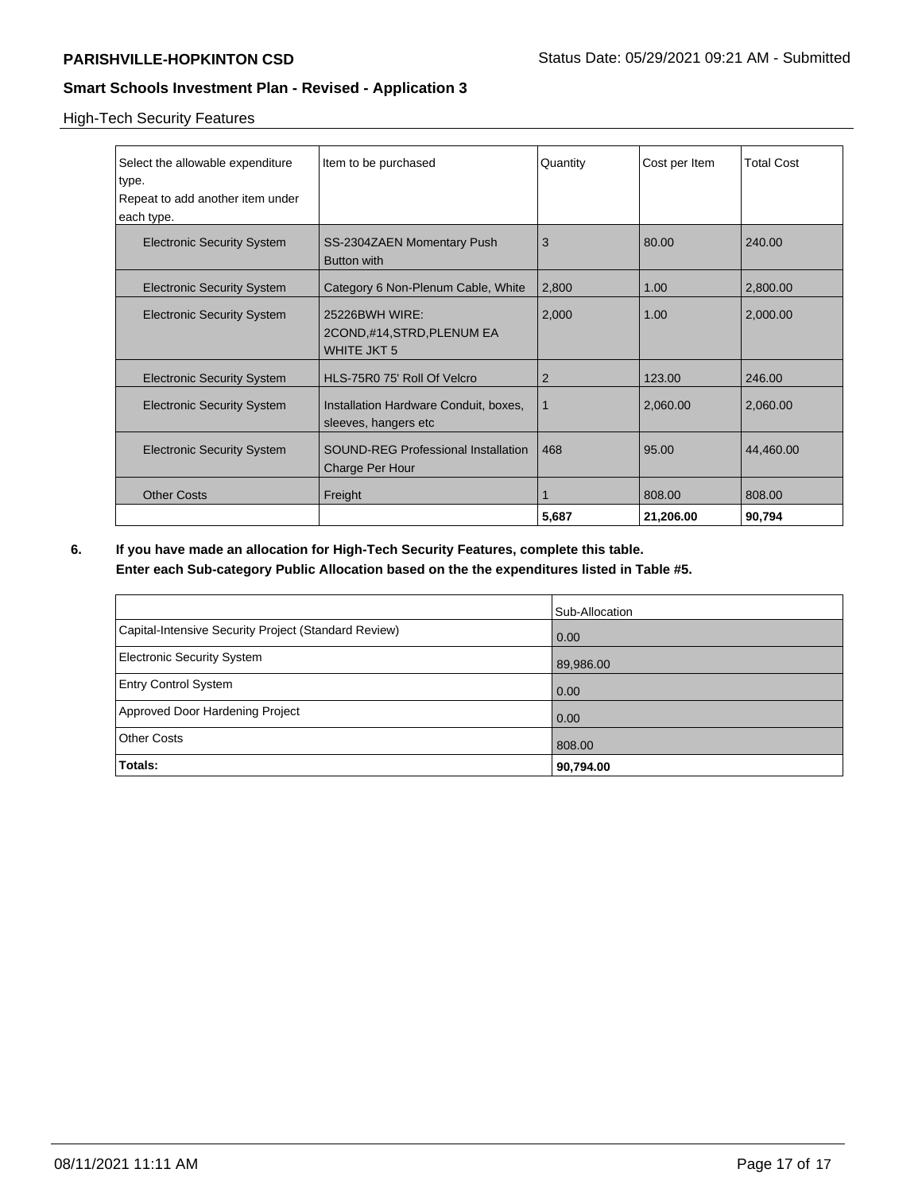High-Tech Security Features

| Select the allowable expenditure type. Repeat to add another item under each type. | Item to be purchased | Quantity | Cost per Item | Total Cost |
|---|---|---|---|---|
| Electronic Security System | SS-2304ZAEN Momentary Push Button with | 3 | 80.00 | 240.00 |
| Electronic Security System | Category 6 Non-Plenum Cable, White | 2,800 | 1.00 | 2,800.00 |
| Electronic Security System | 25226BWH WIRE: 2COND,#14,STRD,PLENUM EA WHITE JKT 5 | 2,000 | 1.00 | 2,000.00 |
| Electronic Security System | HLS-75R0 75' Roll Of Velcro | 2 | 123.00 | 246.00 |
| Electronic Security System | Installation Hardware Conduit, boxes, sleeves, hangers etc | 1 | 2,060.00 | 2,060.00 |
| Electronic Security System | SOUND-REG Professional Installation Charge Per Hour | 468 | 95.00 | 44,460.00 |
| Other Costs | Freight | 1 | 808.00 | 808.00 |
| | | **5,687** | **21,206.00** | **90,794** |

**6. If you have made an allocation for High-Tech Security Features, complete this table.**
**Enter each Sub-category Public Allocation based on the the expenditures listed in Table #5.**

| | Sub-Allocation |
|---|---|
| Capital-Intensive Security Project (Standard Review) | 0.00 |
| Electronic Security System | 89,986.00 |
| Entry Control System | 0.00 |
| Approved Door Hardening Project | 0.00 |
| Other Costs | 808.00 |
| **Totals:** | **90,794.00** |